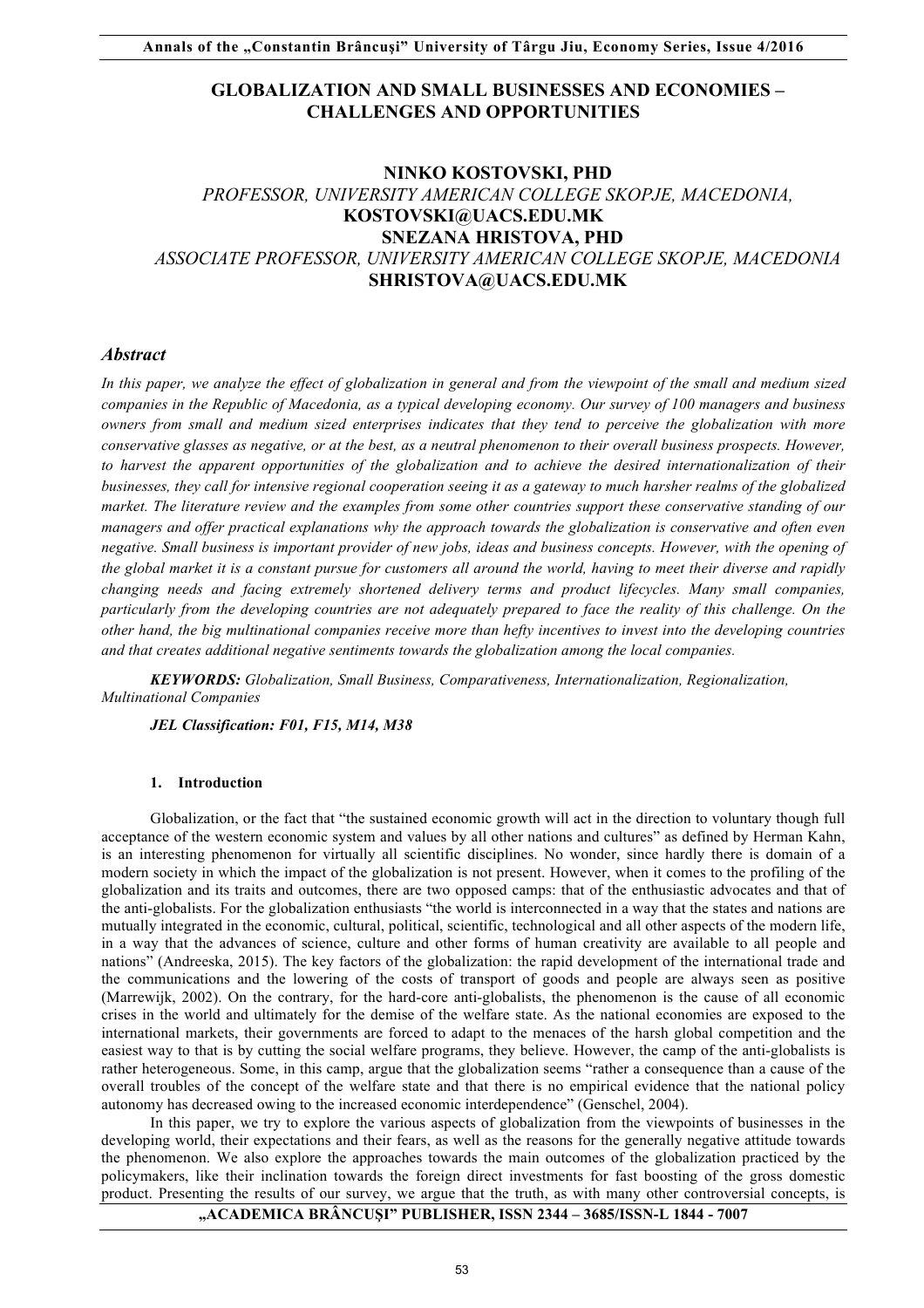# GLOBALIZATION AND SMALL BUSINESSES AND ECONOMIES – CHALLENGES AND OPPORTUNITIES

**NINKO KOSTOVSKI, PHD**
*PROFESSOR, UNIVERSITY AMERICAN COLLEGE SKOPJE, MACEDONIA,*
**KOSTOVSKI@UACS.EDU.MK**
**SNEZANA HRISTOVA, PHD**
*ASSOCIATE PROFESSOR, UNIVERSITY AMERICAN COLLEGE SKOPJE, MACEDONIA*
**SHRISTOVA@UACS.EDU.MK**

## *Abstract*

*In this paper, we analyze the effect of globalization in general and from the viewpoint of the small and medium sized companies in the Republic of Macedonia, as a typical developing economy. Our survey of 100 managers and business owners from small and medium sized enterprises indicates that they tend to perceive the globalization with more conservative glasses as negative, or at the best, as a neutral phenomenon to their overall business prospects. However, to harvest the apparent opportunities of the globalization and to achieve the desired internationalization of their businesses, they call for intensive regional cooperation seeing it as a gateway to much harsher realms of the globalized market. The literature review and the examples from some other countries support these conservative standing of our managers and offer practical explanations why the approach towards the globalization is conservative and often even negative. Small business is important provider of new jobs, ideas and business concepts. However, with the opening of the global market it is a constant pursue for customers all around the world, having to meet their diverse and rapidly changing needs and facing extremely shortened delivery terms and product lifecycles. Many small companies, particularly from the developing countries are not adequately prepared to face the reality of this challenge. On the other hand, the big multinational companies receive more than hefty incentives to invest into the developing countries and that creates additional negative sentiments towards the globalization among the local companies.*

***KEYWORDS:*** *Globalization, Small Business, Comparativeness, Internationalization, Regionalization, Multinational Companies*

***JEL Classification: F01, F15, M14, M38***

### 1. Introduction

Globalization, or the fact that "the sustained economic growth will act in the direction to voluntary though full acceptance of the western economic system and values by all other nations and cultures" as defined by Herman Kahn, is an interesting phenomenon for virtually all scientific disciplines. No wonder, since hardly there is domain of a modern society in which the impact of the globalization is not present. However, when it comes to the profiling of the globalization and its traits and outcomes, there are two opposed camps: that of the enthusiastic advocates and that of the anti-globalists. For the globalization enthusiasts "the world is interconnected in a way that the states and nations are mutually integrated in the economic, cultural, political, scientific, technological and all other aspects of the modern life, in a way that the advances of science, culture and other forms of human creativity are available to all people and nations" (Andreeska, 2015). The key factors of the globalization: the rapid development of the international trade and the communications and the lowering of the costs of transport of goods and people are always seen as positive (Marrewijk, 2002). On the contrary, for the hard-core anti-globalists, the phenomenon is the cause of all economic crises in the world and ultimately for the demise of the welfare state. As the national economies are exposed to the international markets, their governments are forced to adapt to the menaces of the harsh global competition and the easiest way to that is by cutting the social welfare programs, they believe. However, the camp of the anti-globalists is rather heterogeneous. Some, in this camp, argue that the globalization seems "rather a consequence than a cause of the overall troubles of the concept of the welfare state and that there is no empirical evidence that the national policy autonomy has decreased owing to the increased economic interdependence" (Genschel, 2004).

In this paper, we try to explore the various aspects of globalization from the viewpoints of businesses in the developing world, their expectations and their fears, as well as the reasons for the generally negative attitude towards the phenomenon. We also explore the approaches towards the main outcomes of the globalization practiced by the policymakers, like their inclination towards the foreign direct investments for fast boosting of the gross domestic product. Presenting the results of our survey, we argue that the truth, as with many other controversial concepts, is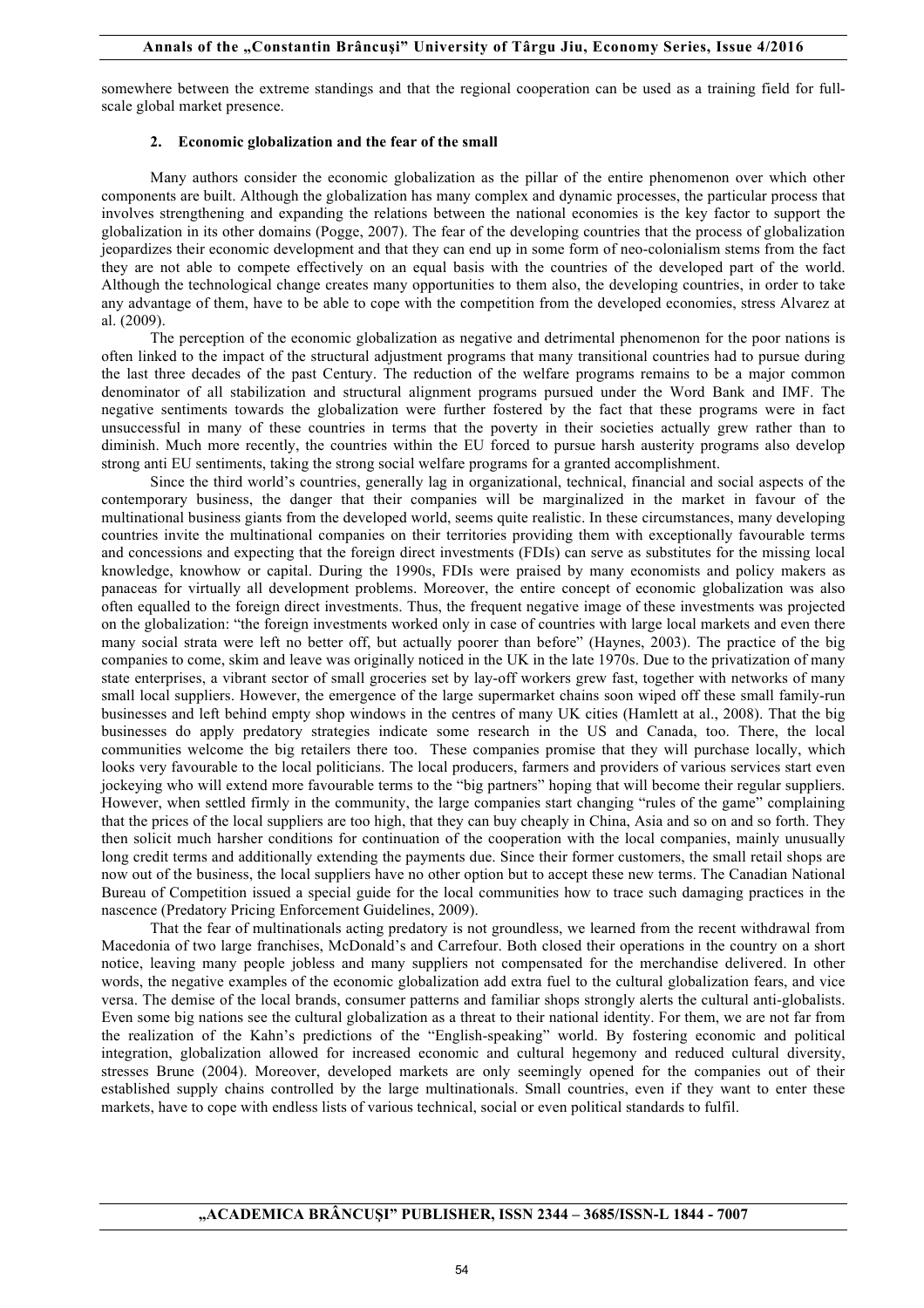somewhere between the extreme standings and that the regional cooperation can be used as a training field for full-scale global market presence.

## 2. Economic globalization and the fear of the small

Many authors consider the economic globalization as the pillar of the entire phenomenon over which other components are built. Although the globalization has many complex and dynamic processes, the particular process that involves strengthening and expanding the relations between the national economies is the key factor to support the globalization in its other domains (Pogge, 2007). The fear of the developing countries that the process of globalization jeopardizes their economic development and that they can end up in some form of neo-colonialism stems from the fact they are not able to compete effectively on an equal basis with the countries of the developed part of the world. Although the technological change creates many opportunities to them also, the developing countries, in order to take any advantage of them, have to be able to cope with the competition from the developed economies, stress Alvarez at al. (2009).

The perception of the economic globalization as negative and detrimental phenomenon for the poor nations is often linked to the impact of the structural adjustment programs that many transitional countries had to pursue during the last three decades of the past Century. The reduction of the welfare programs remains to be a major common denominator of all stabilization and structural alignment programs pursued under the Word Bank and IMF. The negative sentiments towards the globalization were further fostered by the fact that these programs were in fact unsuccessful in many of these countries in terms that the poverty in their societies actually grew rather than to diminish. Much more recently, the countries within the EU forced to pursue harsh austerity programs also develop strong anti EU sentiments, taking the strong social welfare programs for a granted accomplishment.

Since the third world's countries, generally lag in organizational, technical, financial and social aspects of the contemporary business, the danger that their companies will be marginalized in the market in favour of the multinational business giants from the developed world, seems quite realistic. In these circumstances, many developing countries invite the multinational companies on their territories providing them with exceptionally favourable terms and concessions and expecting that the foreign direct investments (FDIs) can serve as substitutes for the missing local knowledge, knowhow or capital. During the 1990s, FDIs were praised by many economists and policy makers as panaceas for virtually all development problems. Moreover, the entire concept of economic globalization was also often equalled to the foreign direct investments. Thus, the frequent negative image of these investments was projected on the globalization: "the foreign investments worked only in case of countries with large local markets and even there many social strata were left no better off, but actually poorer than before" (Haynes, 2003). The practice of the big companies to come, skim and leave was originally noticed in the UK in the late 1970s. Due to the privatization of many state enterprises, a vibrant sector of small groceries set by lay-off workers grew fast, together with networks of many small local suppliers. However, the emergence of the large supermarket chains soon wiped off these small family-run businesses and left behind empty shop windows in the centres of many UK cities (Hamlett at al., 2008). That the big businesses do apply predatory strategies indicate some research in the US and Canada, too. There, the local communities welcome the big retailers there too. These companies promise that they will purchase locally, which looks very favourable to the local politicians. The local producers, farmers and providers of various services start even jockeying who will extend more favourable terms to the "big partners" hoping that will become their regular suppliers. However, when settled firmly in the community, the large companies start changing "rules of the game" complaining that the prices of the local suppliers are too high, that they can buy cheaply in China, Asia and so on and so forth. They then solicit much harsher conditions for continuation of the cooperation with the local companies, mainly unusually long credit terms and additionally extending the payments due. Since their former customers, the small retail shops are now out of the business, the local suppliers have no other option but to accept these new terms. The Canadian National Bureau of Competition issued a special guide for the local communities how to trace such damaging practices in the nascence (Predatory Pricing Enforcement Guidelines, 2009).

That the fear of multinationals acting predatory is not groundless, we learned from the recent withdrawal from Macedonia of two large franchises, McDonald's and Carrefour. Both closed their operations in the country on a short notice, leaving many people jobless and many suppliers not compensated for the merchandise delivered. In other words, the negative examples of the economic globalization add extra fuel to the cultural globalization fears, and vice versa. The demise of the local brands, consumer patterns and familiar shops strongly alerts the cultural anti-globalists. Even some big nations see the cultural globalization as a threat to their national identity. For them, we are not far from the realization of the Kahn's predictions of the "English-speaking" world. By fostering economic and political integration, globalization allowed for increased economic and cultural hegemony and reduced cultural diversity, stresses Brune (2004). Moreover, developed markets are only seemingly opened for the companies out of their established supply chains controlled by the large multinationals. Small countries, even if they want to enter these markets, have to cope with endless lists of various technical, social or even political standards to fulfil.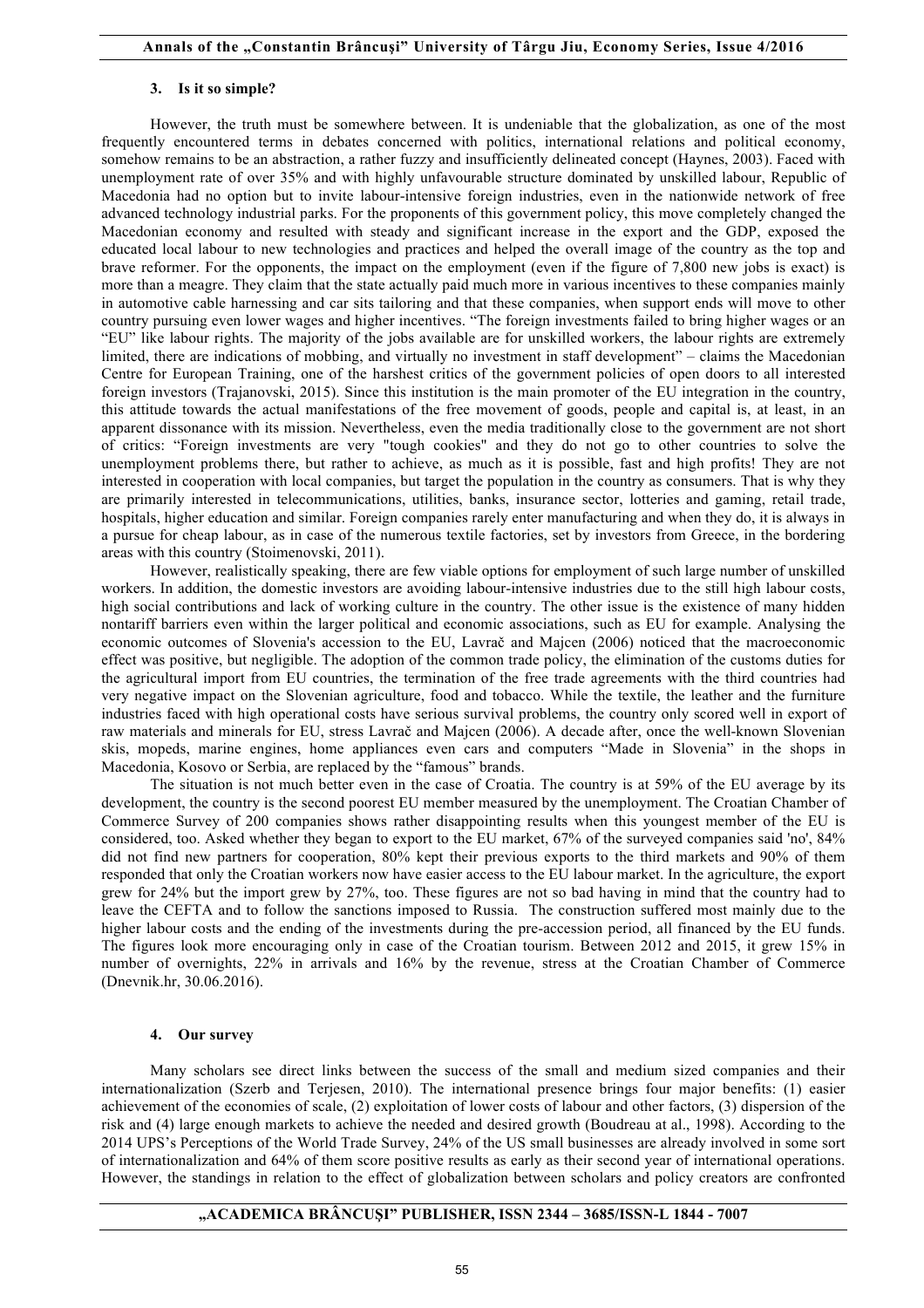### 3. Is it so simple?

However, the truth must be somewhere between. It is undeniable that the globalization, as one of the most frequently encountered terms in debates concerned with politics, international relations and political economy, somehow remains to be an abstraction, a rather fuzzy and insufficiently delineated concept (Haynes, 2003). Faced with unemployment rate of over 35% and with highly unfavourable structure dominated by unskilled labour, Republic of Macedonia had no option but to invite labour-intensive foreign industries, even in the nationwide network of free advanced technology industrial parks. For the proponents of this government policy, this move completely changed the Macedonian economy and resulted with steady and significant increase in the export and the GDP, exposed the educated local labour to new technologies and practices and helped the overall image of the country as the top and brave reformer. For the opponents, the impact on the employment (even if the figure of 7,800 new jobs is exact) is more than a meagre. They claim that the state actually paid much more in various incentives to these companies mainly in automotive cable harnessing and car sits tailoring and that these companies, when support ends will move to other country pursuing even lower wages and higher incentives. "The foreign investments failed to bring higher wages or an "EU" like labour rights. The majority of the jobs available are for unskilled workers, the labour rights are extremely limited, there are indications of mobbing, and virtually no investment in staff development" – claims the Macedonian Centre for European Training, one of the harshest critics of the government policies of open doors to all interested foreign investors (Trajanovski, 2015). Since this institution is the main promoter of the EU integration in the country, this attitude towards the actual manifestations of the free movement of goods, people and capital is, at least, in an apparent dissonance with its mission. Nevertheless, even the media traditionally close to the government are not short of critics: "Foreign investments are very "tough cookies" and they do not go to other countries to solve the unemployment problems there, but rather to achieve, as much as it is possible, fast and high profits! They are not interested in cooperation with local companies, but target the population in the country as consumers. That is why they are primarily interested in telecommunications, utilities, banks, insurance sector, lotteries and gaming, retail trade, hospitals, higher education and similar. Foreign companies rarely enter manufacturing and when they do, it is always in a pursue for cheap labour, as in case of the numerous textile factories, set by investors from Greece, in the bordering areas with this country (Stoimenovski, 2011).

However, realistically speaking, there are few viable options for employment of such large number of unskilled workers. In addition, the domestic investors are avoiding labour-intensive industries due to the still high labour costs, high social contributions and lack of working culture in the country. The other issue is the existence of many hidden nontariff barriers even within the larger political and economic associations, such as EU for example. Analysing the economic outcomes of Slovenia's accession to the EU, Lavrač and Majcen (2006) noticed that the macroeconomic effect was positive, but negligible. The adoption of the common trade policy, the elimination of the customs duties for the agricultural import from EU countries, the termination of the free trade agreements with the third countries had very negative impact on the Slovenian agriculture, food and tobacco. While the textile, the leather and the furniture industries faced with high operational costs have serious survival problems, the country only scored well in export of raw materials and minerals for EU, stress Lavrač and Majcen (2006). A decade after, once the well-known Slovenian skis, mopeds, marine engines, home appliances even cars and computers "Made in Slovenia" in the shops in Macedonia, Kosovo or Serbia, are replaced by the "famous" brands.

The situation is not much better even in the case of Croatia. The country is at 59% of the EU average by its development, the country is the second poorest EU member measured by the unemployment. The Croatian Chamber of Commerce Survey of 200 companies shows rather disappointing results when this youngest member of the EU is considered, too. Asked whether they began to export to the EU market, 67% of the surveyed companies said 'no', 84% did not find new partners for cooperation, 80% kept their previous exports to the third markets and 90% of them responded that only the Croatian workers now have easier access to the EU labour market. In the agriculture, the export grew for 24% but the import grew by 27%, too. These figures are not so bad having in mind that the country had to leave the CEFTA and to follow the sanctions imposed to Russia. The construction suffered most mainly due to the higher labour costs and the ending of the investments during the pre-accession period, all financed by the EU funds. The figures look more encouraging only in case of the Croatian tourism. Between 2012 and 2015, it grew 15% in number of overnights, 22% in arrivals and 16% by the revenue, stress at the Croatian Chamber of Commerce (Dnevnik.hr, 30.06.2016).

### 4. Our survey

Many scholars see direct links between the success of the small and medium sized companies and their internationalization (Szerb and Terjesen, 2010). The international presence brings four major benefits: (1) easier achievement of the economies of scale, (2) exploitation of lower costs of labour and other factors, (3) dispersion of the risk and (4) large enough markets to achieve the needed and desired growth (Boudreau at al., 1998). According to the 2014 UPS's Perceptions of the World Trade Survey, 24% of the US small businesses are already involved in some sort of internationalization and 64% of them score positive results as early as their second year of international operations. However, the standings in relation to the effect of globalization between scholars and policy creators are confronted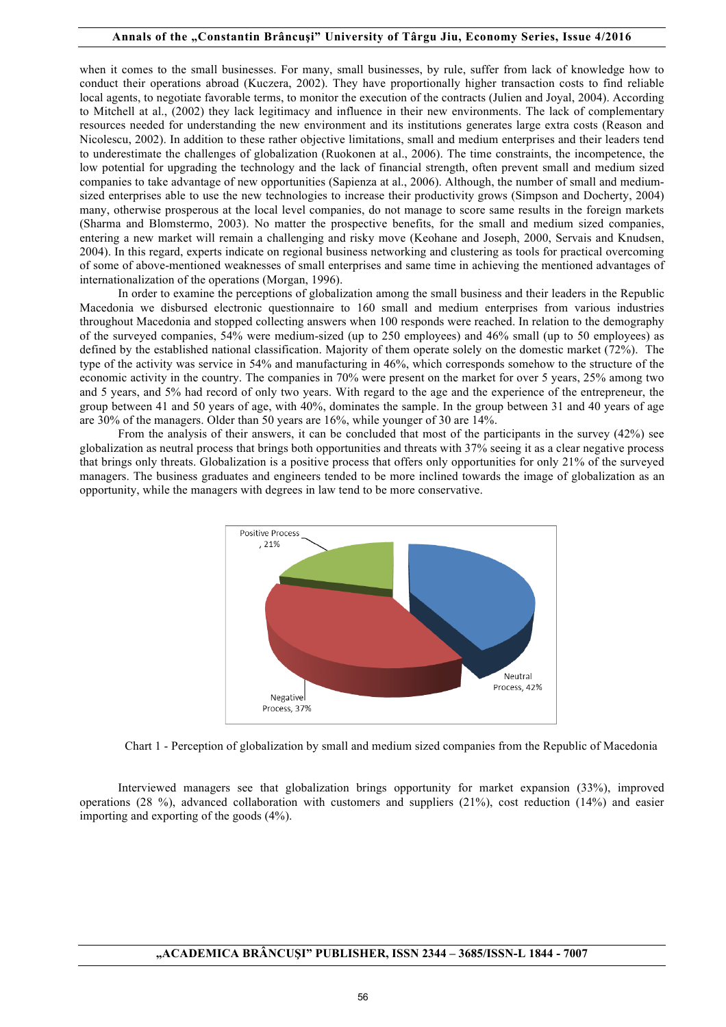when it comes to the small businesses. For many, small businesses, by rule, suffer from lack of knowledge how to conduct their operations abroad (Kuczera, 2002). They have proportionally higher transaction costs to find reliable local agents, to negotiate favorable terms, to monitor the execution of the contracts (Julien and Joyal, 2004). According to Mitchell at al., (2002) they lack legitimacy and influence in their new environments. The lack of complementary resources needed for understanding the new environment and its institutions generates large extra costs (Reason and Nicolescu, 2002). In addition to these rather objective limitations, small and medium enterprises and their leaders tend to underestimate the challenges of globalization (Ruokonen at al., 2006). The time constraints, the incompetence, the low potential for upgrading the technology and the lack of financial strength, often prevent small and medium sized companies to take advantage of new opportunities (Sapienza at al., 2006). Although, the number of small and medium-sized enterprises able to use the new technologies to increase their productivity grows (Simpson and Docherty, 2004) many, otherwise prosperous at the local level companies, do not manage to score same results in the foreign markets (Sharma and Blomstermo, 2003). No matter the prospective benefits, for the small and medium sized companies, entering a new market will remain a challenging and risky move (Keohane and Joseph, 2000, Servais and Knudsen, 2004). In this regard, experts indicate on regional business networking and clustering as tools for practical overcoming of some of above-mentioned weaknesses of small enterprises and same time in achieving the mentioned advantages of internationalization of the operations (Morgan, 1996).

In order to examine the perceptions of globalization among the small business and their leaders in the Republic Macedonia we disbursed electronic questionnaire to 160 small and medium enterprises from various industries throughout Macedonia and stopped collecting answers when 100 responds were reached. In relation to the demography of the surveyed companies, 54% were medium-sized (up to 250 employees) and 46% small (up to 50 employees) as defined by the established national classification. Majority of them operate solely on the domestic market (72%). The type of the activity was service in 54% and manufacturing in 46%, which corresponds somehow to the structure of the economic activity in the country. The companies in 70% were present on the market for over 5 years, 25% among two and 5 years, and 5% had record of only two years. With regard to the age and the experience of the entrepreneur, the group between 41 and 50 years of age, with 40%, dominates the sample. In the group between 31 and 40 years of age are 30% of the managers. Older than 50 years are 16%, while younger of 30 are 14%.

From the analysis of their answers, it can be concluded that most of the participants in the survey (42%) see globalization as neutral process that brings both opportunities and threats with 37% seeing it as a clear negative process that brings only threats. Globalization is a positive process that offers only opportunities for only 21% of the surveyed managers. The business graduates and engineers tended to be more inclined towards the image of globalization as an opportunity, while the managers with degrees in law tend to be more conservative.

Positive Process, 21%

Neutral Process, 42%

Negative Process, 37%

Chart 1 - Perception of globalization by small and medium sized companies from the Republic of Macedonia

Interviewed managers see that globalization brings opportunity for market expansion (33%), improved operations (28 %), advanced collaboration with customers and suppliers (21%), cost reduction (14%) and easier importing and exporting of the goods (4%).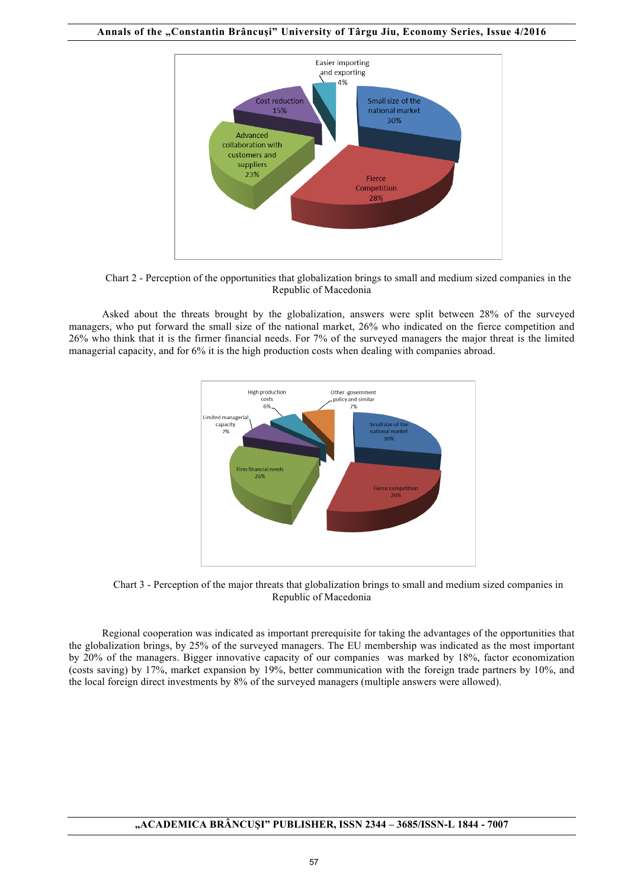Chart 2 - Perception of the opportunities that globalization brings to small and medium sized companies in the Republic of Macedonia

Asked about the threats brought by the globalization, answers were split between 28% of the surveyed managers, who put forward the small size of the national market, 26% who indicated on the fierce competition and 26% who think that it is the firmer financial needs. For 7% of the surveyed managers the major threat is the limited managerial capacity, and for 6% it is the high production costs when dealing with companies abroad.

Chart 3 - Perception of the major threats that globalization brings to small and medium sized companies in Republic of Macedonia

Regional cooperation was indicated as important prerequisite for taking the advantages of the opportunities that the globalization brings, by 25% of the surveyed managers. The EU membership was indicated as the most important by 20% of the managers. Bigger innovative capacity of our companies was marked by 18%, factor economization (costs saving) by 17%, market expansion by 19%, better communication with the foreign trade partners by 10%, and the local foreign direct investments by 8% of the surveyed managers (multiple answers were allowed).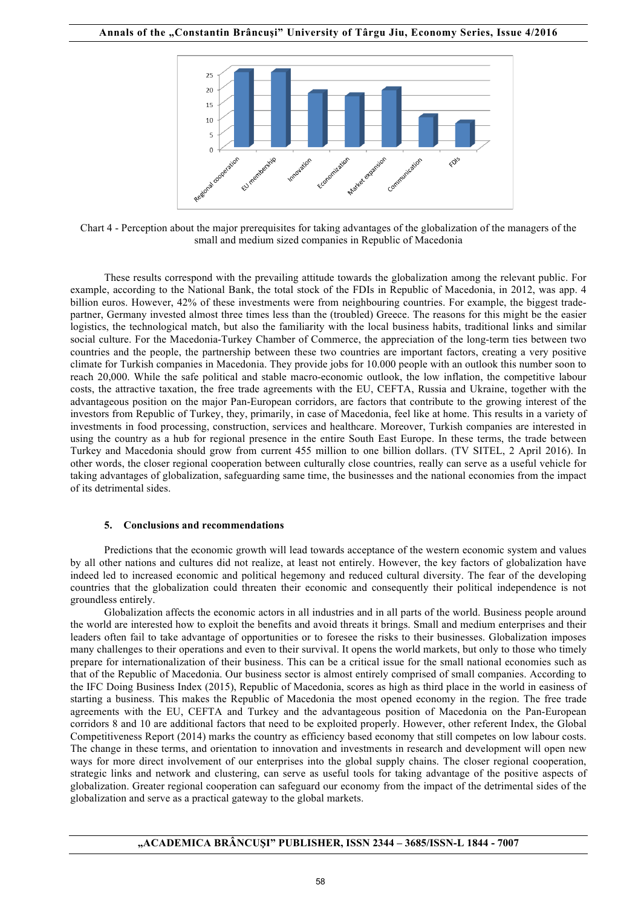Chart 4 - Perception about the major prerequisites for taking advantages of the globalization of the managers of the small and medium sized companies in Republic of Macedonia

These results correspond with the prevailing attitude towards the globalization among the relevant public. For example, according to the National Bank, the total stock of the FDIs in Republic of Macedonia, in 2012, was app. 4 billion euros. However, 42% of these investments were from neighbouring countries. For example, the biggest trade-partner, Germany invested almost three times less than the (troubled) Greece. The reasons for this might be the easier logistics, the technological match, but also the familiarity with the local business habits, traditional links and similar social culture. For the Macedonia-Turkey Chamber of Commerce, the appreciation of the long-term ties between two countries and the people, the partnership between these two countries are important factors, creating a very positive climate for Turkish companies in Macedonia. They provide jobs for 10.000 people with an outlook this number soon to reach 20,000. While the safe political and stable macro-economic outlook, the low inflation, the competitive labour costs, the attractive taxation, the free trade agreements with the EU, CEFTA, Russia and Ukraine, together with the advantageous position on the major Pan-European corridors, are factors that contribute to the growing interest of the investors from Republic of Turkey, they, primarily, in case of Macedonia, feel like at home. This results in a variety of investments in food processing, construction, services and healthcare. Moreover, Turkish companies are interested in using the country as a hub for regional presence in the entire South East Europe. In these terms, the trade between Turkey and Macedonia should grow from current 455 million to one billion dollars. (TV SITEL, 2 April 2016). In other words, the closer regional cooperation between culturally close countries, really can serve as a useful vehicle for taking advantages of globalization, safeguarding same time, the businesses and the national economies from the impact of its detrimental sides.

## 5. Conclusions and recommendations

Predictions that the economic growth will lead towards acceptance of the western economic system and values by all other nations and cultures did not realize, at least not entirely. However, the key factors of globalization have indeed led to increased economic and political hegemony and reduced cultural diversity. The fear of the developing countries that the globalization could threaten their economic and consequently their political independence is not groundless entirely.

Globalization affects the economic actors in all industries and in all parts of the world. Business people around the world are interested how to exploit the benefits and avoid threats it brings. Small and medium enterprises and their leaders often fail to take advantage of opportunities or to foresee the risks to their businesses. Globalization imposes many challenges to their operations and even to their survival. It opens the world markets, but only to those who timely prepare for internationalization of their business. This can be a critical issue for the small national economies such as that of the Republic of Macedonia. Our business sector is almost entirely comprised of small companies. According to the IFC Doing Business Index (2015), Republic of Macedonia, scores as high as third place in the world in easiness of starting a business. This makes the Republic of Macedonia the most opened economy in the region. The free trade agreements with the EU, CEFTA and Turkey and the advantageous position of Macedonia on the Pan-European corridors 8 and 10 are additional factors that need to be exploited properly. However, other referent Index, the Global Competitiveness Report (2014) marks the country as efficiency based economy that still competes on low labour costs. The change in these terms, and orientation to innovation and investments in research and development will open new ways for more direct involvement of our enterprises into the global supply chains. The closer regional cooperation, strategic links and network and clustering, can serve as useful tools for taking advantage of the positive aspects of globalization. Greater regional cooperation can safeguard our economy from the impact of the detrimental sides of the globalization and serve as a practical gateway to the global markets.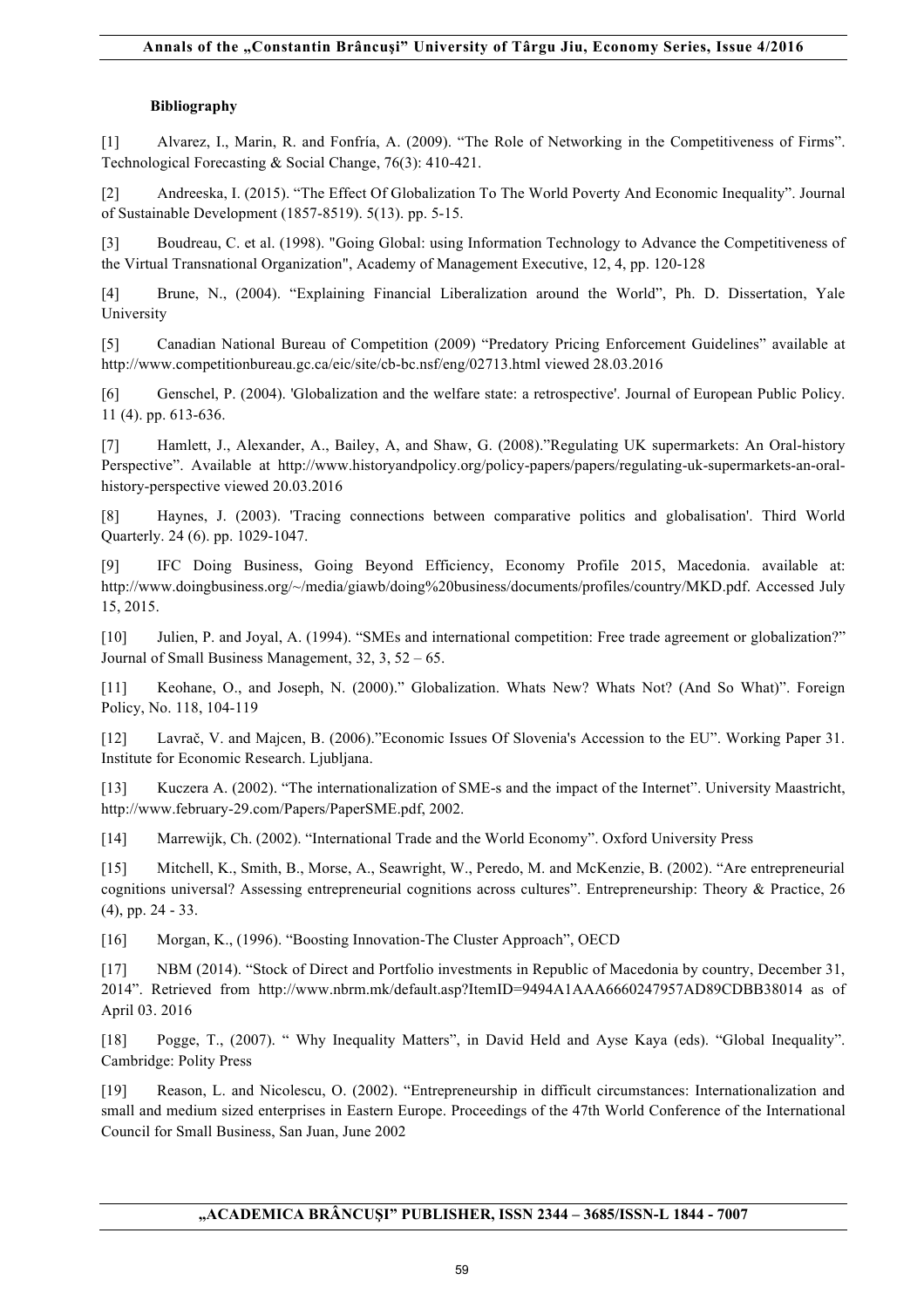**Bibliography**

[1] Alvarez, I., Marin, R. and Fonfría, A. (2009). "The Role of Networking in the Competitiveness of Firms". Technological Forecasting & Social Change, 76(3): 410-421.

[2] Andreeska, I. (2015). "The Effect Of Globalization To The World Poverty And Economic Inequality". Journal of Sustainable Development (1857-8519). 5(13). pp. 5-15.

[3] Boudreau, C. et al. (1998). "Going Global: using Information Technology to Advance the Competitiveness of the Virtual Transnational Organization", Academy of Management Executive, 12, 4, pp. 120-128

[4] Brune, N., (2004). "Explaining Financial Liberalization around the World", Ph. D. Dissertation, Yale University

[5] Canadian National Bureau of Competition (2009) "Predatory Pricing Enforcement Guidelines" available at http://www.competitionbureau.gc.ca/eic/site/cb-bc.nsf/eng/02713.html viewed 28.03.2016

[6] Genschel, P. (2004). 'Globalization and the welfare state: a retrospective'. Journal of European Public Policy. 11 (4). pp. 613-636.

[7] Hamlett, J., Alexander, A., Bailey, A, and Shaw, G. (2008)."Regulating UK supermarkets: An Oral-history Perspective". Available at http://www.historyandpolicy.org/policy-papers/papers/regulating-uk-supermarkets-an-oral-history-perspective viewed 20.03.2016

[8] Haynes, J. (2003). 'Tracing connections between comparative politics and globalisation'. Third World Quarterly. 24 (6). pp. 1029-1047.

[9] IFC Doing Business, Going Beyond Efficiency, Economy Profile 2015, Macedonia. available at: http://www.doingbusiness.org/~/media/giawb/doing%20business/documents/profiles/country/MKD.pdf. Accessed July 15, 2015.

[10] Julien, P. and Joyal, A. (1994). "SMEs and international competition: Free trade agreement or globalization?" Journal of Small Business Management, 32, 3, 52 – 65.

[11] Keohane, O., and Joseph, N. (2000)." Globalization. Whats New? Whats Not? (And So What)". Foreign Policy, No. 118, 104-119

[12] Lavrač, V. and Majcen, B. (2006)."Economic Issues Of Slovenia's Accession to the EU". Working Paper 31. Institute for Economic Research. Ljubljana.

[13] Kuczera A. (2002). "The internationalization of SME-s and the impact of the Internet". University Maastricht, http://www.february-29.com/Papers/PaperSME.pdf, 2002.

[14] Marrewijk, Ch. (2002). "International Trade and the World Economy". Oxford University Press

[15] Mitchell, K., Smith, B., Morse, A., Seawright, W., Peredo, M. and McKenzie, B. (2002). "Are entrepreneurial cognitions universal? Assessing entrepreneurial cognitions across cultures". Entrepreneurship: Theory & Practice, 26 (4), pp. 24 - 33.

[16] Morgan, K., (1996). "Boosting Innovation-The Cluster Approach", OECD

[17] NBM (2014). "Stock of Direct and Portfolio investments in Republic of Macedonia by country, December 31, 2014". Retrieved from http://www.nbrm.mk/default.asp?ItemID=9494A1AAA6660247957AD89CDBB38014 as of April 03. 2016

[18] Pogge, T., (2007). " Why Inequality Matters", in David Held and Ayse Kaya (eds). "Global Inequality". Cambridge: Polity Press

[19] Reason, L. and Nicolescu, O. (2002). "Entrepreneurship in difficult circumstances: Internationalization and small and medium sized enterprises in Eastern Europe. Proceedings of the 47th World Conference of the International Council for Small Business, San Juan, June 2002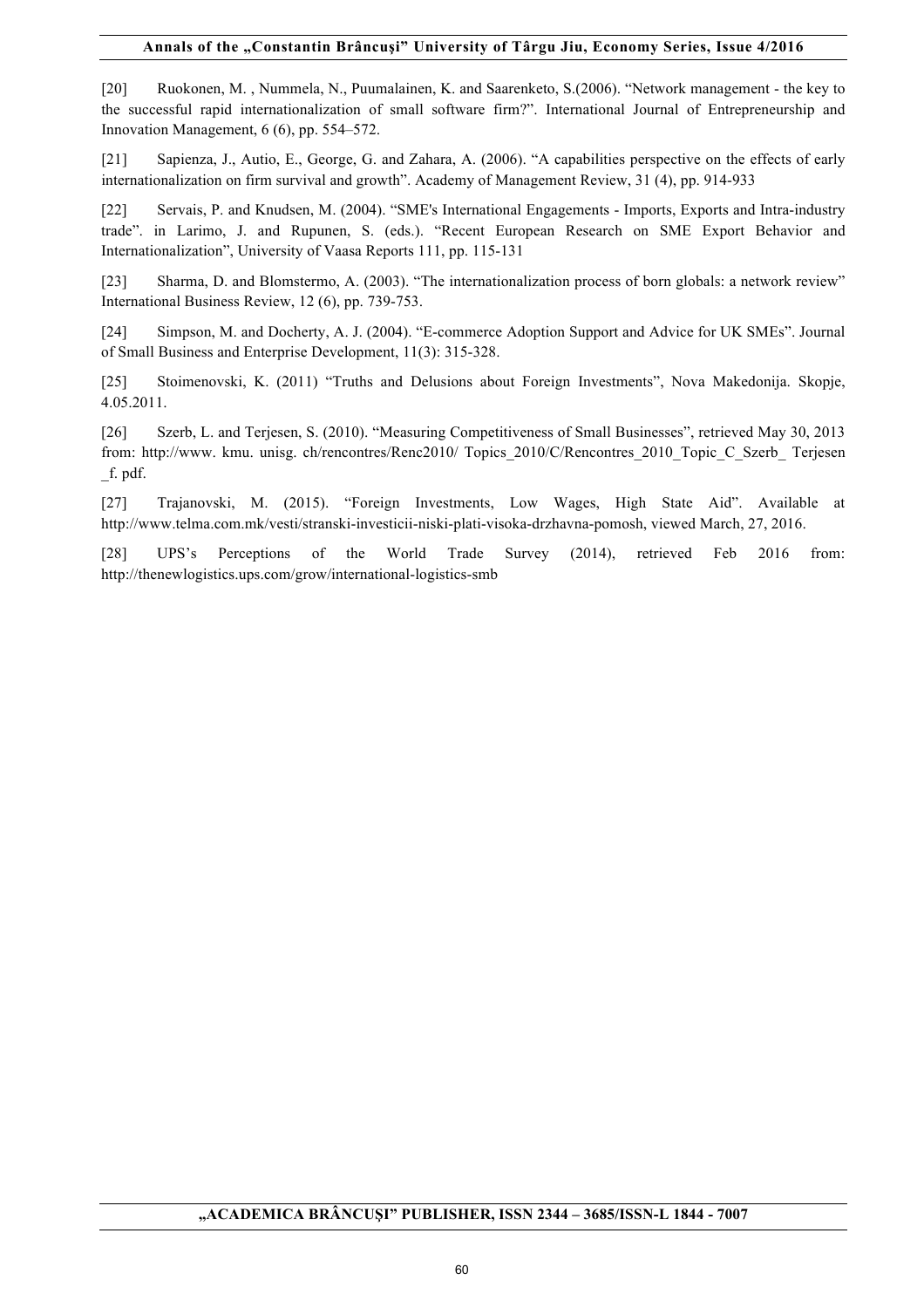[20] Ruokonen, M. , Nummela, N., Puumalainen, K. and Saarenketo, S.(2006). "Network management - the key to the successful rapid internationalization of small software firm?". International Journal of Entrepreneurship and Innovation Management, 6 (6), pp. 554–572.

[21] Sapienza, J., Autio, E., George, G. and Zahara, A. (2006). "A capabilities perspective on the effects of early internationalization on firm survival and growth". Academy of Management Review, 31 (4), pp. 914-933

[22] Servais, P. and Knudsen, M. (2004). "SME's International Engagements - Imports, Exports and Intra-industry trade". in Larimo, J. and Rupunen, S. (eds.). "Recent European Research on SME Export Behavior and Internationalization", University of Vaasa Reports 111, pp. 115-131

[23] Sharma, D. and Blomstermo, A. (2003). "The internationalization process of born globals: a network review" International Business Review, 12 (6), pp. 739-753.

[24] Simpson, M. and Docherty, A. J. (2004). "E-commerce Adoption Support and Advice for UK SMEs". Journal of Small Business and Enterprise Development, 11(3): 315-328.

[25] Stoimenovski, K. (2011) "Truths and Delusions about Foreign Investments", Nova Makedonija. Skopje, 4.05.2011.

[26] Szerb, L. and Terjesen, S. (2010). "Measuring Competitiveness of Small Businesses", retrieved May 30, 2013 from: http://www. kmu. unisg. ch/rencontres/Renc2010/ Topics_2010/C/Rencontres_2010_Topic_C_Szerb_ Terjesen _f. pdf.

[27] Trajanovski, M. (2015). "Foreign Investments, Low Wages, High State Aid". Available at http://www.telma.com.mk/vesti/stranski-investicii-niski-plati-visoka-drzhavna-pomosh, viewed March, 27, 2016.

[28] UPS's Perceptions of the World Trade Survey (2014), retrieved Feb 2016 from: http://thenewlogistics.ups.com/grow/international-logistics-smb